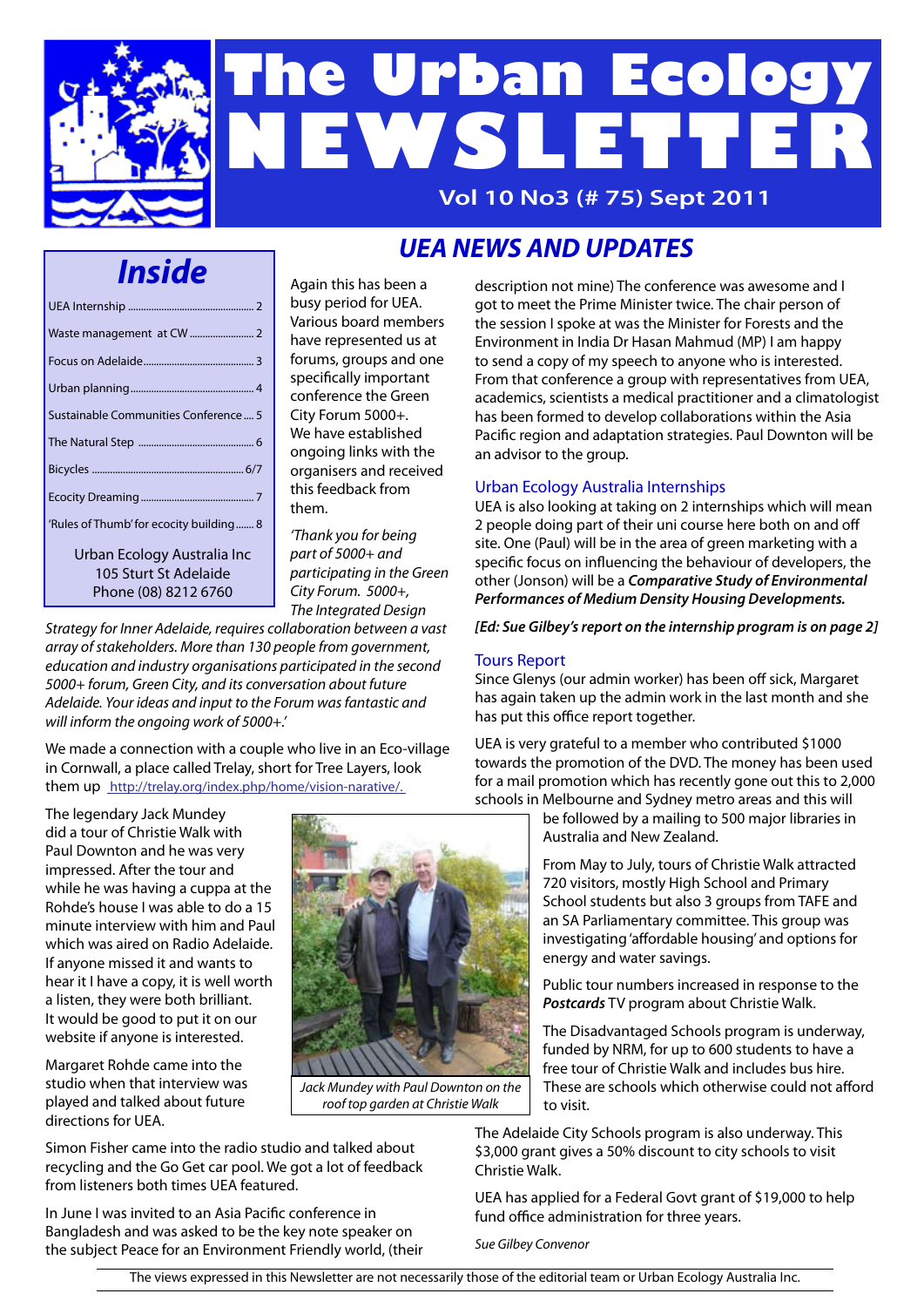# The Urban Ecology NEWSLETTER

Vol 10 No3 (# 75) Sept 2011

## Inside

- UEA Internship ... 2
- Waste management at CW ... 2
- Focus on Adelaide ... 3
- Urban planning ... 4
- Sustainable Communities Conference ... 5
- The Natural Step ... 6
- Bicycles ... 6/7
- Ecocity Dreaming ... 7
- 'Rules of Thumb' for ecocity building ... 8

Urban Ecology Australia Inc
105 Sturt St Adelaide
Phone (08) 8212 6760

## UEA NEWS AND UPDATES

Again this has been a busy period for UEA. Various board members have represented us at forums, groups and one specifically important conference the Green City Forum 5000+. We have established ongoing links with the organisers and received this feedback from them.

*'Thank you for being part of 5000+ and participating in the Green City Forum. 5000+, The Integrated Design Strategy for Inner Adelaide, requires collaboration between a vast array of stakeholders. More than 130 people from government, education and industry organisations participated in the second 5000+ forum, Green City, and its conversation about future Adelaide. Your ideas and input to the Forum was fantastic and will inform the ongoing work of 5000+.'*

We made a connection with a couple who live in an Eco-village in Cornwall, a place called Trelay, short for Tree Layers, look them up http://trelay.org/index.php/home/vision-narative/.

The legendary Jack Mundey did a tour of Christie Walk with Paul Downton and he was very impressed. After the tour and while he was having a cuppa at the Rohde's house I was able to do a 15 minute interview with him and Paul which was aired on Radio Adelaide. If anyone missed it and wants to hear it I have a copy, it is well worth a listen, they were both brilliant. It would be good to put it on our website if anyone is interested.

*Jack Mundey with Paul Downton on the roof top garden at Christie Walk*

Margaret Rohde came into the studio when that interview was played and talked about future directions for UEA.

Simon Fisher came into the radio studio and talked about recycling and the Go Get car pool. We got a lot of feedback from listeners both times UEA featured.

In June I was invited to an Asia Pacific conference in Bangladesh and was asked to be the key note speaker on the subject Peace for an Environment Friendly world, (their description not mine) The conference was awesome and I got to meet the Prime Minister twice. The chair person of the session I spoke at was the Minister for Forests and the Environment in India Dr Hasan Mahmud (MP) I am happy to send a copy of my speech to anyone who is interested. From that conference a group with representatives from UEA, academics, scientists a medical practitioner and a climatologist has been formed to develop collaborations within the Asia Pacific region and adaptation strategies. Paul Downton will be an advisor to the group.

### Urban Ecology Australia Internships

UEA is also looking at taking on 2 internships which will mean 2 people doing part of their uni course here both on and off site. One (Paul) will be in the area of green marketing with a specific focus on influencing the behaviour of developers, the other (Jonson) will be a ***Comparative Study of Environmental Performances of Medium Density Housing Developments.***

***[Ed: Sue Gilbey's report on the internship program is on page 2]***

### Tours Report

Since Glenys (our admin worker) has been off sick, Margaret has again taken up the admin work in the last month and she has put this office report together.

UEA is very grateful to a member who contributed $1000 towards the promotion of the DVD. The money has been used for a mail promotion which has recently gone out this to 2,000 schools in Melbourne and Sydney metro areas and this will be followed by a mailing to 500 major libraries in Australia and New Zealand.

From May to July, tours of Christie Walk attracted 720 visitors, mostly High School and Primary School students but also 3 groups from TAFE and an SA Parliamentary committee. This group was investigating 'affordable housing' and options for energy and water savings.

Public tour numbers increased in response to the ***Postcards*** TV program about Christie Walk.

The Disadvantaged Schools program is underway, funded by NRM, for up to 600 students to have a free tour of Christie Walk and includes bus hire. These are schools which otherwise could not afford to visit.

The Adelaide City Schools program is also underway. This $3,000 grant gives a 50% discount to city schools to visit Christie Walk.

UEA has applied for a Federal Govt grant of $19,000 to help fund office administration for three years.

*Sue Gilbey Convenor*

The views expressed in this Newsletter are not necessarily those of the editorial team or Urban Ecology Australia Inc.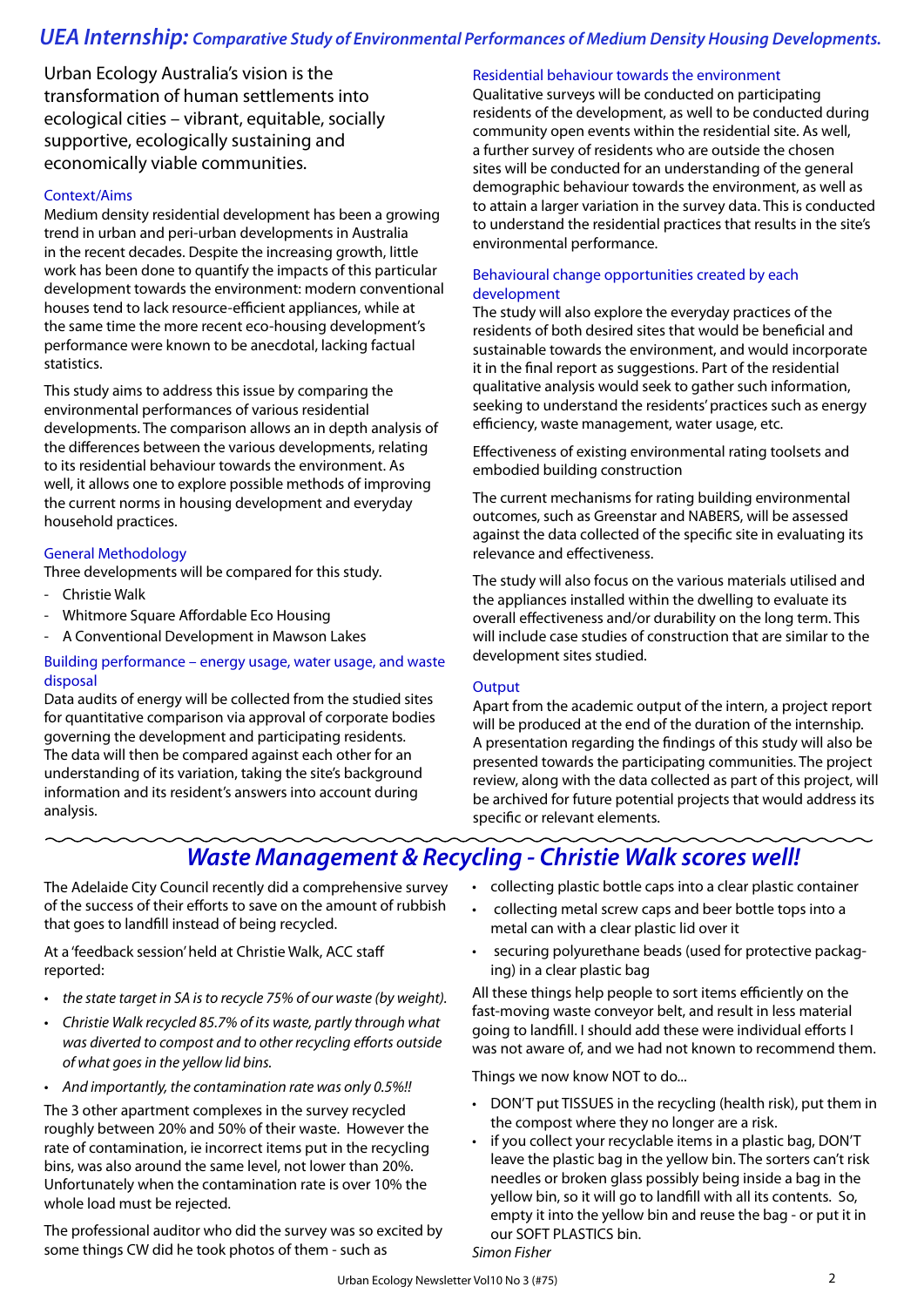# *UEA Internship: Comparative Study of Environmental Performances of Medium Density Housing Developments.*

Urban Ecology Australia's vision is the transformation of human settlements into ecological cities – vibrant, equitable, socially supportive, ecologically sustaining and economically viable communities.

### Context/Aims

Medium density residential development has been a growing trend in urban and peri-urban developments in Australia in the recent decades. Despite the increasing growth, little work has been done to quantify the impacts of this particular development towards the environment: modern conventional houses tend to lack resource-efficient appliances, while at the same time the more recent eco-housing development's performance were known to be anecdotal, lacking factual statistics.

This study aims to address this issue by comparing the environmental performances of various residential developments. The comparison allows an in depth analysis of the differences between the various developments, relating to its residential behaviour towards the environment. As well, it allows one to explore possible methods of improving the current norms in housing development and everyday household practices.

### General Methodology

Three developments will be compared for this study.

- Christie Walk
- Whitmore Square Affordable Eco Housing
- A Conventional Development in Mawson Lakes

### Building performance – energy usage, water usage, and waste disposal

Data audits of energy will be collected from the studied sites for quantitative comparison via approval of corporate bodies governing the development and participating residents. The data will then be compared against each other for an understanding of its variation, taking the site's background information and its resident's answers into account during analysis.

### Residential behaviour towards the environment

Qualitative surveys will be conducted on participating residents of the development, as well to be conducted during community open events within the residential site. As well, a further survey of residents who are outside the chosen sites will be conducted for an understanding of the general demographic behaviour towards the environment, as well as to attain a larger variation in the survey data. This is conducted to understand the residential practices that results in the site's environmental performance.

### Behavioural change opportunities created by each development

The study will also explore the everyday practices of the residents of both desired sites that would be beneficial and sustainable towards the environment, and would incorporate it in the final report as suggestions. Part of the residential qualitative analysis would seek to gather such information, seeking to understand the residents' practices such as energy efficiency, waste management, water usage, etc.

Effectiveness of existing environmental rating toolsets and embodied building construction

The current mechanisms for rating building environmental outcomes, such as Greenstar and NABERS, will be assessed against the data collected of the specific site in evaluating its relevance and effectiveness.

The study will also focus on the various materials utilised and the appliances installed within the dwelling to evaluate its overall effectiveness and/or durability on the long term. This will include case studies of construction that are similar to the development sites studied.

### Output

Apart from the academic output of the intern, a project report will be produced at the end of the duration of the internship. A presentation regarding the findings of this study will also be presented towards the participating communities. The project review, along with the data collected as part of this project, will be archived for future potential projects that would address its specific or relevant elements.

## *Waste Management & Recycling - Christie Walk scores well!*

The Adelaide City Council recently did a comprehensive survey of the success of their efforts to save on the amount of rubbish that goes to landfill instead of being recycled.

At a 'feedback session' held at Christie Walk, ACC staff reported:

- *the state target in SA is to recycle 75% of our waste (by weight).*
- *Christie Walk recycled 85.7% of its waste, partly through what was diverted to compost and to other recycling efforts outside of what goes in the yellow lid bins.*
- *And importantly, the contamination rate was only 0.5%!!*

The 3 other apartment complexes in the survey recycled roughly between 20% and 50% of their waste. However the rate of contamination, ie incorrect items put in the recycling bins, was also around the same level, not lower than 20%. Unfortunately when the contamination rate is over 10% the whole load must be rejected.

The professional auditor who did the survey was so excited by some things CW did he took photos of them - such as

- collecting plastic bottle caps into a clear plastic container
- collecting metal screw caps and beer bottle tops into a metal can with a clear plastic lid over it
- securing polyurethane beads (used for protective packaging) in a clear plastic bag

All these things help people to sort items efficiently on the fast-moving waste conveyor belt, and result in less material going to landfill. I should add these were individual efforts I was not aware of, and we had not known to recommend them.

Things we now know NOT to do...

- DON'T put TISSUES in the recycling (health risk), put them in the compost where they no longer are a risk.
- if you collect your recyclable items in a plastic bag, DON'T leave the plastic bag in the yellow bin. The sorters can't risk needles or broken glass possibly being inside a bag in the yellow bin, so it will go to landfill with all its contents. So, empty it into the yellow bin and reuse the bag - or put it in our SOFT PLASTICS bin.

*Simon Fisher*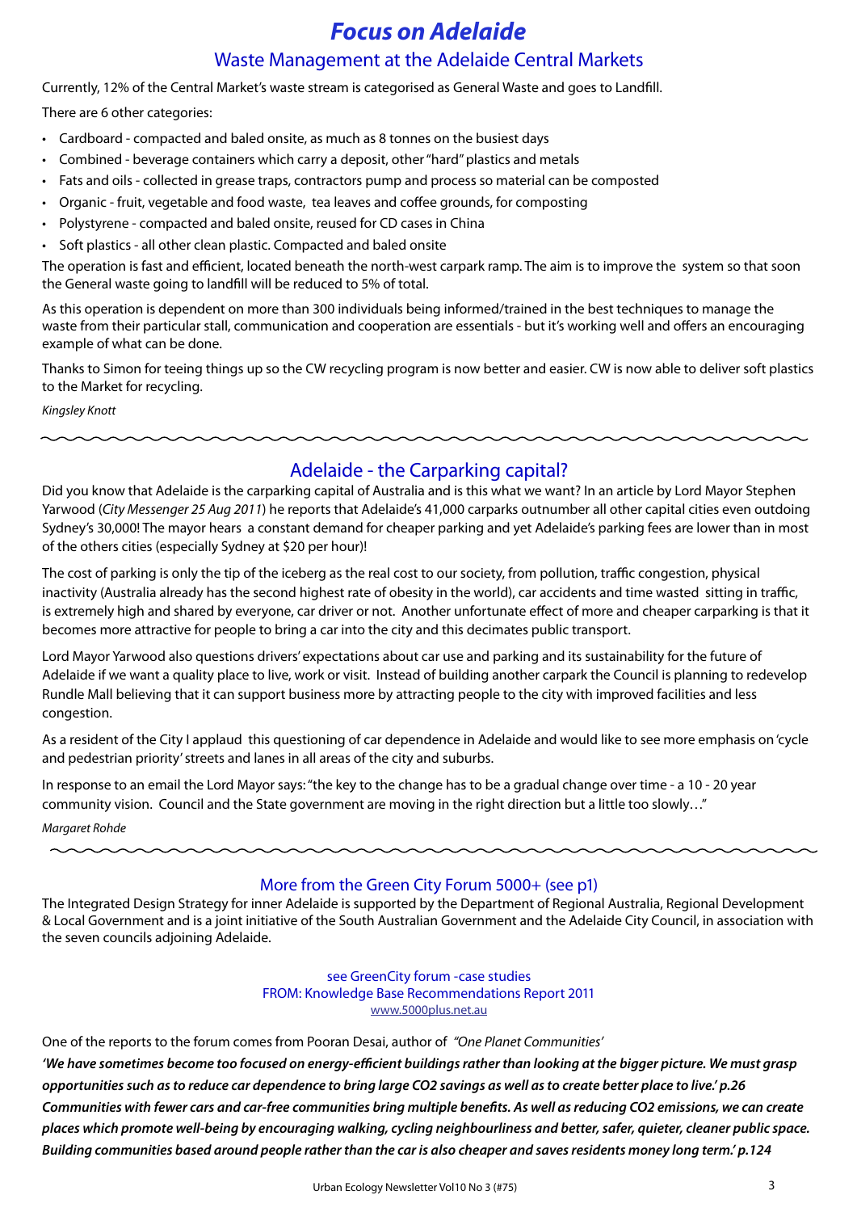# *Focus on Adelaide*

## Waste Management at the Adelaide Central Markets

Currently, 12% of the Central Market's waste stream is categorised as General Waste and goes to Landfill.

There are 6 other categories:

- Cardboard - compacted and baled onsite, as much as 8 tonnes on the busiest days
- Combined - beverage containers which carry a deposit, other "hard" plastics and metals
- Fats and oils - collected in grease traps, contractors pump and process so material can be composted
- Organic - fruit, vegetable and food waste, tea leaves and coffee grounds, for composting
- Polystyrene - compacted and baled onsite, reused for CD cases in China
- Soft plastics - all other clean plastic. Compacted and baled onsite

The operation is fast and efficient, located beneath the north-west carpark ramp. The aim is to improve the system so that soon the General waste going to landfill will be reduced to 5% of total.

As this operation is dependent on more than 300 individuals being informed/trained in the best techniques to manage the waste from their particular stall, communication and cooperation are essentials - but it's working well and offers an encouraging example of what can be done.

Thanks to Simon for teeing things up so the CW recycling program is now better and easier. CW is now able to deliver soft plastics to the Market for recycling.

*Kingsley Knott*

## Adelaide - the Carparking capital?

Did you know that Adelaide is the carparking capital of Australia and is this what we want? In an article by Lord Mayor Stephen Yarwood (*City Messenger 25 Aug 2011*) he reports that Adelaide's 41,000 carparks outnumber all other capital cities even outdoing Sydney's 30,000! The mayor hears a constant demand for cheaper parking and yet Adelaide's parking fees are lower than in most of the others cities (especially Sydney at $20 per hour)!

The cost of parking is only the tip of the iceberg as the real cost to our society, from pollution, traffic congestion, physical inactivity (Australia already has the second highest rate of obesity in the world), car accidents and time wasted sitting in traffic, is extremely high and shared by everyone, car driver or not. Another unfortunate effect of more and cheaper carparking is that it becomes more attractive for people to bring a car into the city and this decimates public transport.

Lord Mayor Yarwood also questions drivers' expectations about car use and parking and its sustainability for the future of Adelaide if we want a quality place to live, work or visit. Instead of building another carpark the Council is planning to redevelop Rundle Mall believing that it can support business more by attracting people to the city with improved facilities and less congestion.

As a resident of the City I applaud this questioning of car dependence in Adelaide and would like to see more emphasis on 'cycle and pedestrian priority' streets and lanes in all areas of the city and suburbs.

In response to an email the Lord Mayor says: "the key to the change has to be a gradual change over time - a 10 - 20 year community vision. Council and the State government are moving in the right direction but a little too slowly…"

*Margaret Rohde*

## More from the Green City Forum 5000+ (see p1)

The Integrated Design Strategy for inner Adelaide is supported by the Department of Regional Australia, Regional Development & Local Government and is a joint initiative of the South Australian Government and the Adelaide City Council, in association with the seven councils adjoining Adelaide.

see GreenCity forum -case studies
FROM: Knowledge Base Recommendations Report 2011
www.5000plus.net.au

One of the reports to the forum comes from Pooran Desai, author of *"One Planet Communities"*

***'We have sometimes become too focused on energy-efficient buildings rather than looking at the bigger picture. We must grasp opportunities such as to reduce car dependence to bring large CO2 savings as well as to create better place to live.' p.26***

***Communities with fewer cars and car-free communities bring multiple benefits. As well as reducing CO2 emissions, we can create places which promote well-being by encouraging walking, cycling neighbourliness and better, safer, quieter, cleaner public space. Building communities based around people rather than the car is also cheaper and saves residents money long term.' p.124***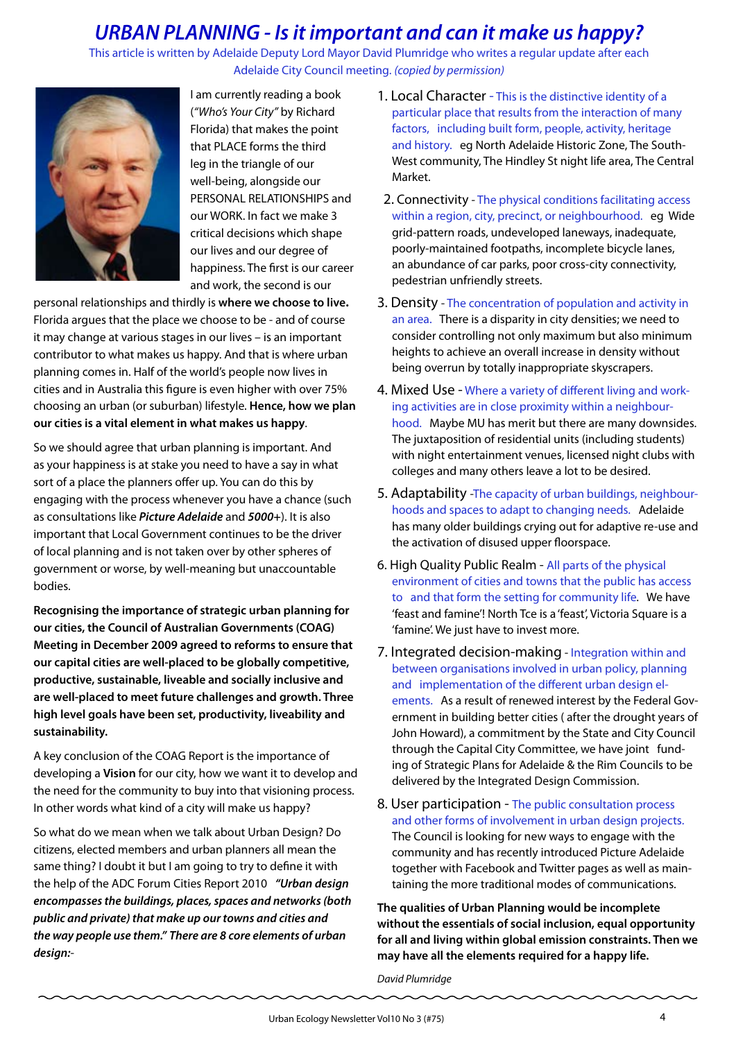# *URBAN PLANNING - Is it important and can it make us happy?*

This article is written by Adelaide Deputy Lord Mayor David Plumridge who writes a regular update after each Adelaide City Council meeting. *(copied by permission)*

I am currently reading a book (*"Who's Your City"* by Richard Florida) that makes the point that PLACE forms the third leg in the triangle of our well-being, alongside our PERSONAL RELATIONSHIPS and our WORK. In fact we make 3 critical decisions which shape our lives and our degree of happiness. The first is our career and work, the second is our personal relationships and thirdly is **where we choose to live.** Florida argues that the place we choose to be - and of course it may change at various stages in our lives – is an important contributor to what makes us happy. And that is where urban planning comes in. Half of the world's people now lives in cities and in Australia this figure is even higher with over 75% choosing an urban (or suburban) lifestyle. **Hence, how we plan our cities is a vital element in what makes us happy**.

So we should agree that urban planning is important. And as your happiness is at stake you need to have a say in what sort of a place the planners offer up. You can do this by engaging with the process whenever you have a chance (such as consultations like ***Picture Adelaide*** and ***5000+***). It is also important that Local Government continues to be the driver of local planning and is not taken over by other spheres of government or worse, by well-meaning but unaccountable bodies.

**Recognising the importance of strategic urban planning for our cities, the Council of Australian Governments (COAG) Meeting in December 2009 agreed to reforms to ensure that our capital cities are well-placed to be globally competitive, productive, sustainable, liveable and socially inclusive and are well-placed to meet future challenges and growth. Three high level goals have been set, productivity, liveability and sustainability.**

A key conclusion of the COAG Report is the importance of developing a **Vision** for our city, how we want it to develop and the need for the community to buy into that visioning process. In other words what kind of a city will make us happy?

So what do we mean when we talk about Urban Design? Do citizens, elected members and urban planners all mean the same thing? I doubt it but I am going to try to define it with the help of the ADC Forum Cities Report 2010 ***"Urban design encompasses the buildings, places, spaces and networks (both public and private) that make up our towns and cities and the way people use them." There are 8 core elements of urban design:-***

1. Local Character - This is the distinctive identity of a particular place that results from the interaction of many factors, including built form, people, activity, heritage and history. eg North Adelaide Historic Zone, The South-West community, The Hindley St night life area, The Central Market.
2. Connectivity - The physical conditions facilitating access within a region, city, precinct, or neighbourhood. eg Wide grid-pattern roads, undeveloped laneways, inadequate, poorly-maintained footpaths, incomplete bicycle lanes, an abundance of car parks, poor cross-city connectivity, pedestrian unfriendly streets.
3. Density - The concentration of population and activity in an area. There is a disparity in city densities; we need to consider controlling not only maximum but also minimum heights to achieve an overall increase in density without being overrun by totally inappropriate skyscrapers.
4. Mixed Use - Where a variety of different living and working activities are in close proximity within a neighbourhood. Maybe MU has merit but there are many downsides. The juxtaposition of residential units (including students) with night entertainment venues, licensed night clubs with colleges and many others leave a lot to be desired.
5. Adaptability -The capacity of urban buildings, neighbourhoods and spaces to adapt to changing needs. Adelaide has many older buildings crying out for adaptive re-use and the activation of disused upper floorspace.
6. High Quality Public Realm - All parts of the physical environment of cities and towns that the public has access to and that form the setting for community life. We have 'feast and famine'! North Tce is a 'feast', Victoria Square is a 'famine'. We just have to invest more.
7. Integrated decision-making - Integration within and between organisations involved in urban policy, planning and implementation of the different urban design elements. As a result of renewed interest by the Federal Government in building better cities ( after the drought years of John Howard), a commitment by the State and City Council through the Capital City Committee, we have joint funding of Strategic Plans for Adelaide & the Rim Councils to be delivered by the Integrated Design Commission.
8. User participation - The public consultation process and other forms of involvement in urban design projects. The Council is looking for new ways to engage with the community and has recently introduced Picture Adelaide together with Facebook and Twitter pages as well as maintaining the more traditional modes of communications.

**The qualities of Urban Planning would be incomplete without the essentials of social inclusion, equal opportunity for all and living within global emission constraints. Then we may have all the elements required for a happy life.**

*David Plumridge*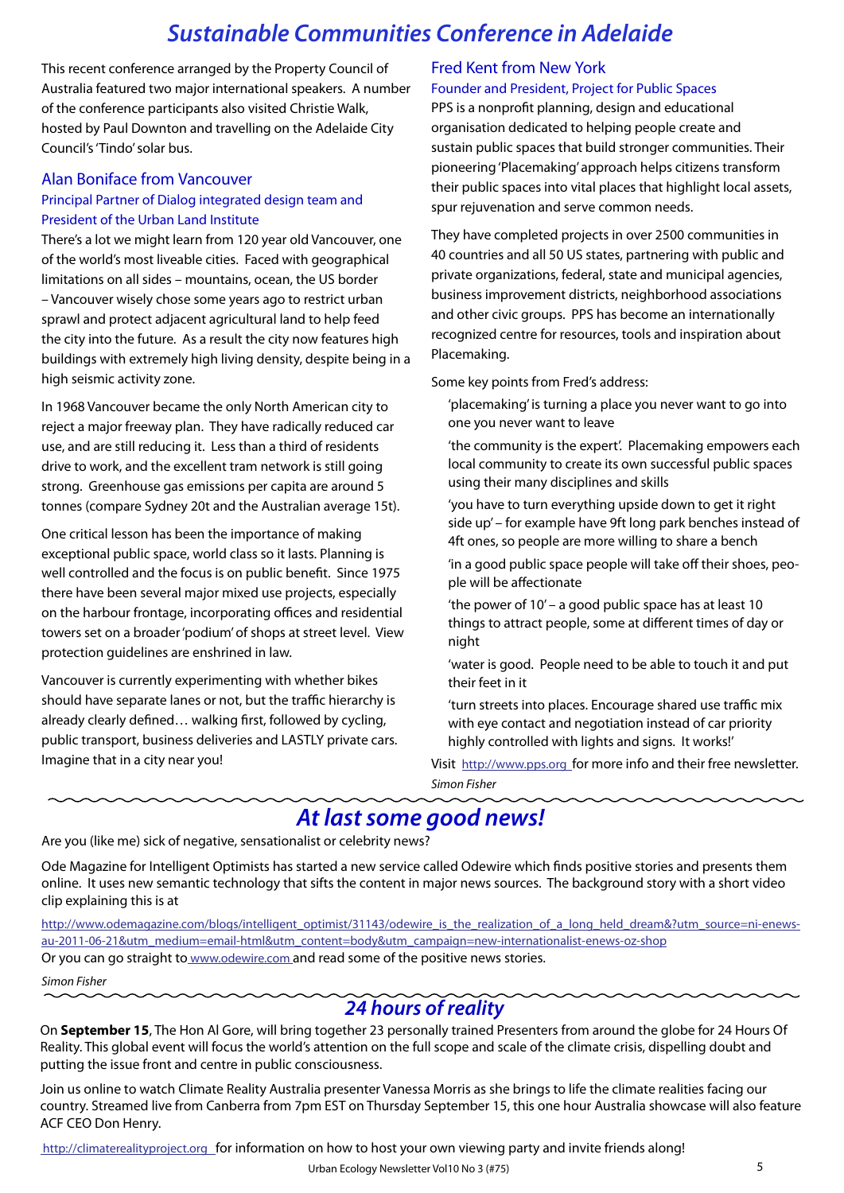# Sustainable Communities Conference in Adelaide

This recent conference arranged by the Property Council of Australia featured two major international speakers. A number of the conference participants also visited Christie Walk, hosted by Paul Downton and travelling on the Adelaide City Council's 'Tindo' solar bus.

## Alan Boniface from Vancouver

### Principal Partner of Dialog integrated design team and President of the Urban Land Institute

There's a lot we might learn from 120 year old Vancouver, one of the world's most liveable cities. Faced with geographical limitations on all sides – mountains, ocean, the US border – Vancouver wisely chose some years ago to restrict urban sprawl and protect adjacent agricultural land to help feed the city into the future. As a result the city now features high buildings with extremely high living density, despite being in a high seismic activity zone.

In 1968 Vancouver became the only North American city to reject a major freeway plan. They have radically reduced car use, and are still reducing it. Less than a third of residents drive to work, and the excellent tram network is still going strong. Greenhouse gas emissions per capita are around 5 tonnes (compare Sydney 20t and the Australian average 15t).

One critical lesson has been the importance of making exceptional public space, world class so it lasts. Planning is well controlled and the focus is on public benefit. Since 1975 there have been several major mixed use projects, especially on the harbour frontage, incorporating offices and residential towers set on a broader 'podium' of shops at street level. View protection guidelines are enshrined in law.

Vancouver is currently experimenting with whether bikes should have separate lanes or not, but the traffic hierarchy is already clearly defined… walking first, followed by cycling, public transport, business deliveries and LASTLY private cars. Imagine that in a city near you!

## Fred Kent from New York

### Founder and President, Project for Public Spaces

PPS is a nonprofit planning, design and educational organisation dedicated to helping people create and sustain public spaces that build stronger communities. Their pioneering 'Placemaking' approach helps citizens transform their public spaces into vital places that highlight local assets, spur rejuvenation and serve common needs.

They have completed projects in over 2500 communities in 40 countries and all 50 US states, partnering with public and private organizations, federal, state and municipal agencies, business improvement districts, neighborhood associations and other civic groups. PPS has become an internationally recognized centre for resources, tools and inspiration about Placemaking.

Some key points from Fred's address:

- 'placemaking' is turning a place you never want to go into one you never want to leave
- 'the community is the expert'. Placemaking empowers each local community to create its own successful public spaces using their many disciplines and skills
- 'you have to turn everything upside down to get it right side up' – for example have 9ft long park benches instead of 4ft ones, so people are more willing to share a bench
- 'in a good public space people will take off their shoes, people will be affectionate
- 'the power of 10' – a good public space has at least 10 things to attract people, some at different times of day or night
- 'water is good. People need to be able to touch it and put their feet in it
- 'turn streets into places. Encourage shared use traffic mix with eye contact and negotiation instead of car priority highly controlled with lights and signs. It works!'

Visit http://www.pps.org for more info and their free newsletter.

*Simon Fisher*

# At last some good news!

Are you (like me) sick of negative, sensationalist or celebrity news?

Ode Magazine for Intelligent Optimists has started a new service called Odewire which finds positive stories and presents them online. It uses new semantic technology that sifts the content in major news sources. The background story with a short video clip explaining this is at

http://www.odemagazine.com/blogs/intelligent_optimist/31143/odewire_is_the_realization_of_a_long_held_dream&?utm_source=ni-enews-au-2011-06-21&utm_medium=email-html&utm_content=body&utm_campaign=new-internationalist-enews-oz-shop

Or you can go straight to www.odewire.com and read some of the positive news stories.

*Simon Fisher*

# 24 hours of reality

On **September 15**, The Hon Al Gore, will bring together 23 personally trained Presenters from around the globe for 24 Hours Of Reality. This global event will focus the world's attention on the full scope and scale of the climate crisis, dispelling doubt and putting the issue front and centre in public consciousness.

Join us online to watch Climate Reality Australia presenter Vanessa Morris as she brings to life the climate realities facing our country. Streamed live from Canberra from 7pm EST on Thursday September 15, this one hour Australia showcase will also feature ACF CEO Don Henry.

http://climaterealityproject.org for information on how to host your own viewing party and invite friends along!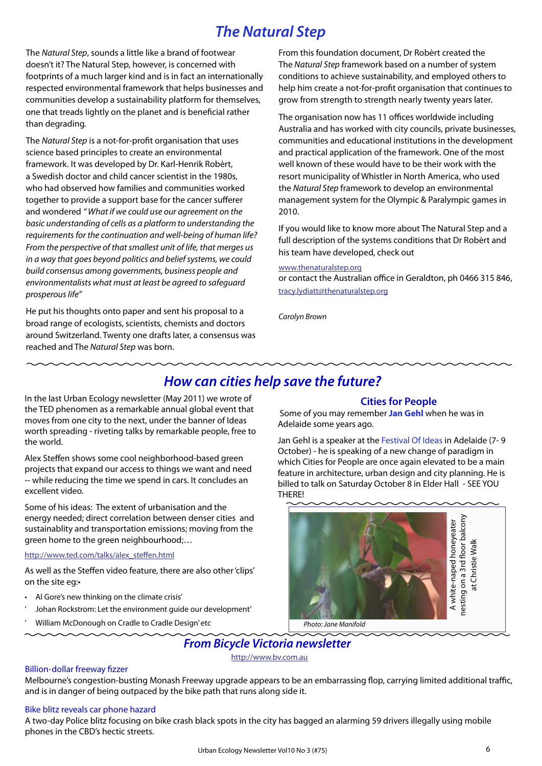# The Natural Step

The *Natural Step*, sounds a little like a brand of footwear doesn't it? The Natural Step, however, is concerned with footprints of a much larger kind and is in fact an internationally respected environmental framework that helps businesses and communities develop a sustainability platform for themselves, one that treads lightly on the planet and is beneficial rather than degrading.

The *Natural Step* is a not-for-profit organisation that uses science based principles to create an environmental framework. It was developed by Dr. Karl-Henrik Robèrt, a Swedish doctor and child cancer scientist in the 1980s, who had observed how families and communities worked together to provide a support base for the cancer sufferer and wondered *"What if we could use our agreement on the basic understanding of cells as a platform to understanding the requirements for the continuation and well-being of human life? From the perspective of that smallest unit of life, that merges us in a way that goes beyond politics and belief systems, we could build consensus among governments, business people and environmentalists what must at least be agreed to safeguard prosperous life"*

He put his thoughts onto paper and sent his proposal to a broad range of ecologists, scientists, chemists and doctors around Switzerland. Twenty one drafts later, a consensus was reached and The *Natural Step* was born.

From this foundation document, Dr Robèrt created the The *Natural Step* framework based on a number of system conditions to achieve sustainability, and employed others to help him create a not-for-profit organisation that continues to grow from strength to strength nearly twenty years later.

The organisation now has 11 offices worldwide including Australia and has worked with city councils, private businesses, communities and educational institutions in the development and practical application of the framework. One of the most well known of these would have to be their work with the resort municipality of Whistler in North America, who used the *Natural Step* framework to develop an environmental management system for the Olympic & Paralympic games in 2010.

If you would like to know more about The Natural Step and a full description of the systems conditions that Dr Robèrt and his team have developed, check out

www.thenaturalstep.org
or contact the Australian office in Geraldton, ph 0466 315 846, tracy.lydiatt@thenaturalstep.org

*Carolyn Brown*

# How can cities help save the future?

In the last Urban Ecology newsletter (May 2011) we wrote of the TED phenomen as a remarkable annual global event that moves from one city to the next, under the banner of Ideas worth spreading - riveting talks by remarkable people, free to the world.

Alex Steffen shows some cool neighborhood-based green projects that expand our access to things we want and need -- while reducing the time we spend in cars. It concludes an excellent video.

Some of his ideas: The extent of urbanisation and the energy needed; direct correlation between denser cities and sustainablity and transportation emissions; moving from the green home to the green neighbourhood;…

http://www.ted.com/talks/alex_steffen.html

As well as the Steffen video feature, there are also other 'clips' on the site eg:•

- Al Gore's new thinking on the climate crisis'
- Johan Rockstrom: Let the environment guide our development'
- William McDonough on Cradle to Cradle Design' etc

## Cities for People

Some of you may remember **Jan Gehl** when he was in Adelaide some years ago.

Jan Gehl is a speaker at the Festival Of Ideas in Adelaide (7- 9 October) - he is speaking of a new change of paradigm in which Cities for People are once again elevated to be a main feature in architecture, urban design and city planning. He is billed to talk on Saturday October 8 in Elder Hall - SEE YOU THERE!

A white-naped honeyeater nesting on a 3rd floor balcony at Christie Walk

*Photo: Jane Manifold*

# From Bicycle Victoria newsletter

http://www.bv.com.au

Billion-dollar freeway fizzer

Melbourne's congestion-busting Monash Freeway upgrade appears to be an embarrassing flop, carrying limited additional traffic, and is in danger of being outpaced by the bike path that runs along side it.

Bike blitz reveals car phone hazard

A two-day Police blitz focusing on bike crash black spots in the city has bagged an alarming 59 drivers illegally using mobile phones in the CBD's hectic streets.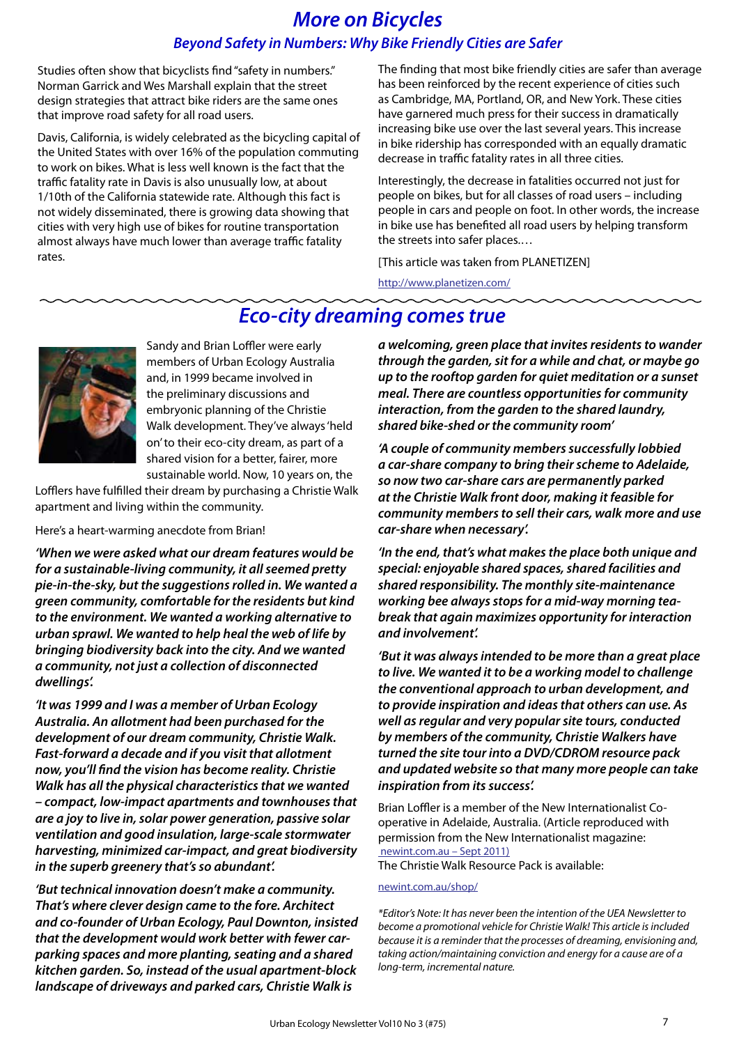# More on Bicycles

## Beyond Safety in Numbers: Why Bike Friendly Cities are Safer

Studies often show that bicyclists find "safety in numbers." Norman Garrick and Wes Marshall explain that the street design strategies that attract bike riders are the same ones that improve road safety for all road users.

Davis, California, is widely celebrated as the bicycling capital of the United States with over 16% of the population commuting to work on bikes. What is less well known is the fact that the traffic fatality rate in Davis is also unusually low, at about 1/10th of the California statewide rate. Although this fact is not widely disseminated, there is growing data showing that cities with very high use of bikes for routine transportation almost always have much lower than average traffic fatality rates.

The finding that most bike friendly cities are safer than average has been reinforced by the recent experience of cities such as Cambridge, MA, Portland, OR, and New York. These cities have garnered much press for their success in dramatically increasing bike use over the last several years. This increase in bike ridership has corresponded with an equally dramatic decrease in traffic fatality rates in all three cities.

Interestingly, the decrease in fatalities occurred not just for people on bikes, but for all classes of road users – including people in cars and people on foot. In other words, the increase in bike use has benefited all road users by helping transform the streets into safer places.…

[This article was taken from PLANETIZEN]

http://www.planetizen.com/

# Eco-city dreaming comes true

Sandy and Brian Loffler were early members of Urban Ecology Australia and, in 1999 became involved in the preliminary discussions and embryonic planning of the Christie Walk development. They've always 'held on' to their eco-city dream, as part of a shared vision for a better, fairer, more sustainable world. Now, 10 years on, the Lofflers have fulfilled their dream by purchasing a Christie Walk apartment and living within the community.

Here's a heart-warming anecdote from Brian!

***'When we were asked what our dream features would be for a sustainable-living community, it all seemed pretty pie-in-the-sky, but the suggestions rolled in. We wanted a green community, comfortable for the residents but kind to the environment. We wanted a working alternative to urban sprawl. We wanted to help heal the web of life by bringing biodiversity back into the city. And we wanted a community, not just a collection of disconnected dwellings'.***

***'It was 1999 and I was a member of Urban Ecology Australia. An allotment had been purchased for the development of our dream community, Christie Walk. Fast-forward a decade and if you visit that allotment now, you'll find the vision has become reality. Christie Walk has all the physical characteristics that we wanted – compact, low-impact apartments and townhouses that are a joy to live in, solar power generation, passive solar ventilation and good insulation, large-scale stormwater harvesting, minimized car-impact, and great biodiversity in the superb greenery that's so abundant'.***

***'But technical innovation doesn't make a community. That's where clever design came to the fore. Architect and co-founder of Urban Ecology, Paul Downton, insisted that the development would work better with fewer car-parking spaces and more planting, seating and a shared kitchen garden. So, instead of the usual apartment-block landscape of driveways and parked cars, Christie Walk is a welcoming, green place that invites residents to wander through the garden, sit for a while and chat, or maybe go up to the rooftop garden for quiet meditation or a sunset meal. There are countless opportunities for community interaction, from the garden to the shared laundry, shared bike-shed or the community room'***

***'A couple of community members successfully lobbied a car-share company to bring their scheme to Adelaide, so now two car-share cars are permanently parked at the Christie Walk front door, making it feasible for community members to sell their cars, walk more and use car-share when necessary'.***

***'In the end, that's what makes the place both unique and special: enjoyable shared spaces, shared facilities and shared responsibility. The monthly site-maintenance working bee always stops for a mid-way morning tea-break that again maximizes opportunity for interaction and involvement'.***

***'But it was always intended to be more than a great place to live. We wanted it to be a working model to challenge the conventional approach to urban development, and to provide inspiration and ideas that others can use. As well as regular and very popular site tours, conducted by members of the community, Christie Walkers have turned the site tour into a DVD/CDROM resource pack and updated website so that many more people can take inspiration from its success'.***

Brian Loffler is a member of the New Internationalist Co-operative in Adelaide, Australia. (Article reproduced with permission from the New Internationalist magazine: newint.com.au – Sept 2011)
The Christie Walk Resource Pack is available:

newint.com.au/shop/

*\*Editor's Note: It has never been the intention of the UEA Newsletter to become a promotional vehicle for Christie Walk! This article is included because it is a reminder that the processes of dreaming, envisioning and, taking action/maintaining conviction and energy for a cause are of a long-term, incremental nature.*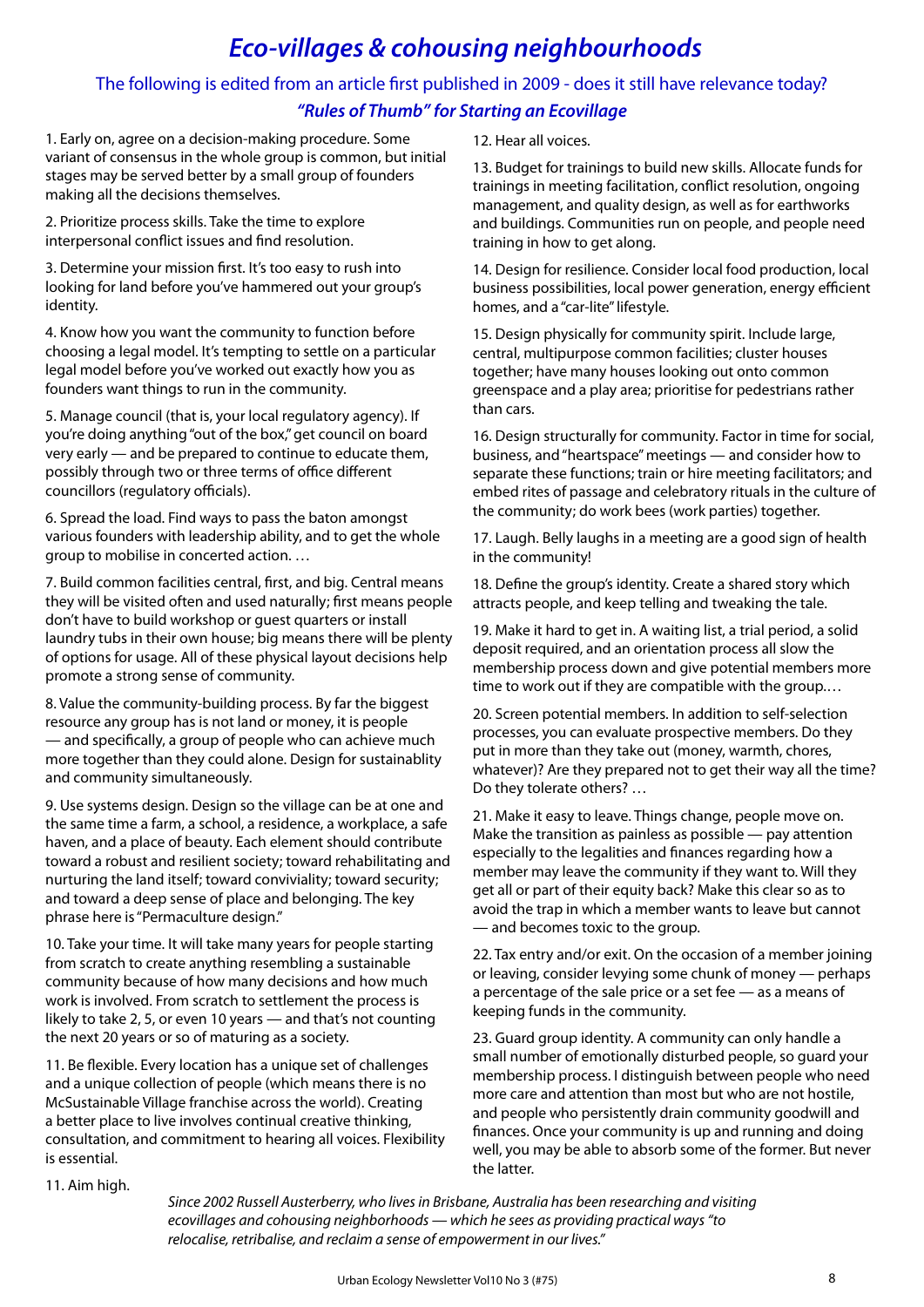# *Eco-villages & cohousing neighbourhoods*

The following is edited from an article first published in 2009 - does it still have relevance today?

### *"Rules of Thumb" for Starting an Ecovillage*

1. Early on, agree on a decision-making procedure. Some variant of consensus in the whole group is common, but initial stages may be served better by a small group of founders making all the decisions themselves.

2. Prioritize process skills. Take the time to explore interpersonal conflict issues and find resolution.

3. Determine your mission first. It's too easy to rush into looking for land before you've hammered out your group's identity.

4. Know how you want the community to function before choosing a legal model. It's tempting to settle on a particular legal model before you've worked out exactly how you as founders want things to run in the community.

5. Manage council (that is, your local regulatory agency). If you're doing anything "out of the box," get council on board very early — and be prepared to continue to educate them, possibly through two or three terms of office different councillors (regulatory officials).

6. Spread the load. Find ways to pass the baton amongst various founders with leadership ability, and to get the whole group to mobilise in concerted action. …

7. Build common facilities central, first, and big. Central means they will be visited often and used naturally; first means people don't have to build workshop or guest quarters or install laundry tubs in their own house; big means there will be plenty of options for usage. All of these physical layout decisions help promote a strong sense of community.

8. Value the community-building process. By far the biggest resource any group has is not land or money, it is people — and specifically, a group of people who can achieve much more together than they could alone. Design for sustainablity and community simultaneously.

9. Use systems design. Design so the village can be at one and the same time a farm, a school, a residence, a workplace, a safe haven, and a place of beauty. Each element should contribute toward a robust and resilient society; toward rehabilitating and nurturing the land itself; toward conviviality; toward security; and toward a deep sense of place and belonging. The key phrase here is "Permaculture design."

10. Take your time. It will take many years for people starting from scratch to create anything resembling a sustainable community because of how many decisions and how much work is involved. From scratch to settlement the process is likely to take 2, 5, or even 10 years — and that's not counting the next 20 years or so of maturing as a society.

11. Be flexible. Every location has a unique set of challenges and a unique collection of people (which means there is no McSustainable Village franchise across the world). Creating a better place to live involves continual creative thinking, consultation, and commitment to hearing all voices. Flexibility is essential.

11. Aim high.

12. Hear all voices.

13. Budget for trainings to build new skills. Allocate funds for trainings in meeting facilitation, conflict resolution, ongoing management, and quality design, as well as for earthworks and buildings. Communities run on people, and people need training in how to get along.

14. Design for resilience. Consider local food production, local business possibilities, local power generation, energy efficient homes, and a "car-lite" lifestyle.

15. Design physically for community spirit. Include large, central, multipurpose common facilities; cluster houses together; have many houses looking out onto common greenspace and a play area; prioritise for pedestrians rather than cars.

16. Design structurally for community. Factor in time for social, business, and "heartspace" meetings — and consider how to separate these functions; train or hire meeting facilitators; and embed rites of passage and celebratory rituals in the culture of the community; do work bees (work parties) together.

17. Laugh. Belly laughs in a meeting are a good sign of health in the community!

18. Define the group's identity. Create a shared story which attracts people, and keep telling and tweaking the tale.

19. Make it hard to get in. A waiting list, a trial period, a solid deposit required, and an orientation process all slow the membership process down and give potential members more time to work out if they are compatible with the group.…

20. Screen potential members. In addition to self-selection processes, you can evaluate prospective members. Do they put in more than they take out (money, warmth, chores, whatever)? Are they prepared not to get their way all the time? Do they tolerate others? …

21. Make it easy to leave. Things change, people move on. Make the transition as painless as possible — pay attention especially to the legalities and finances regarding how a member may leave the community if they want to. Will they get all or part of their equity back? Make this clear so as to avoid the trap in which a member wants to leave but cannot — and becomes toxic to the group.

22. Tax entry and/or exit. On the occasion of a member joining or leaving, consider levying some chunk of money — perhaps a percentage of the sale price or a set fee — as a means of keeping funds in the community.

23. Guard group identity. A community can only handle a small number of emotionally disturbed people, so guard your membership process. I distinguish between people who need more care and attention than most but who are not hostile, and people who persistently drain community goodwill and finances. Once your community is up and running and doing well, you may be able to absorb some of the former. But never the latter.

*Since 2002 Russell Austerberry, who lives in Brisbane, Australia has been researching and visiting ecovillages and cohousing neighborhoods — which he sees as providing practical ways "to relocalise, retribalise, and reclaim a sense of empowerment in our lives."*